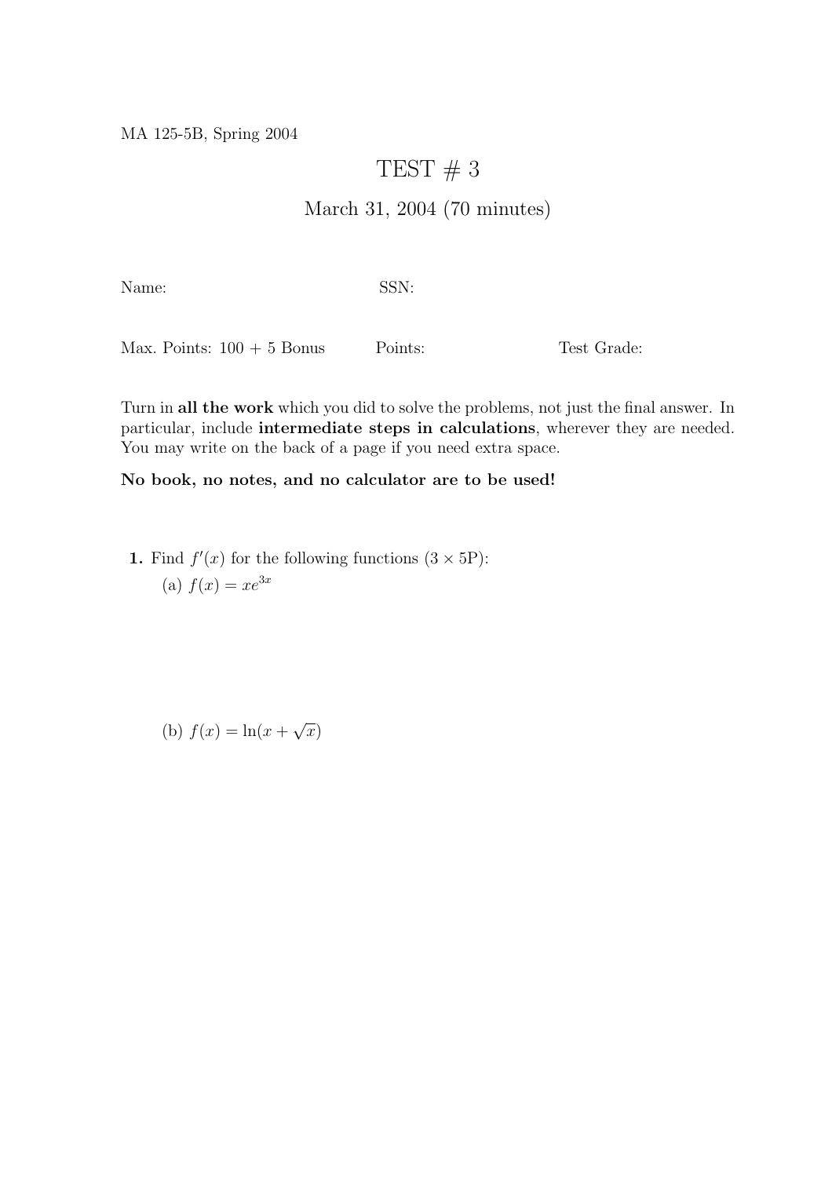MA 125-5B, Spring 2004

# TEST # 3

## March 31, 2004 (70 minutes)

Name: SSN:

Max. Points: 100 + 5 Bonus Points: Test Grade:

Turn in **all the work** which you did to solve the problems, not just the final answer. In particular, include **intermediate steps in calculations**, wherever they are needed. You may write on the back of a page if you need extra space.

**No book, no notes, and no calculator are to be used!**

**1.** Find $f'(x)$ for the following functions ($3 \times 5$P):

(a) $f(x) = xe^{3x}$

(b) $f(x) = \ln(x + \sqrt{x})$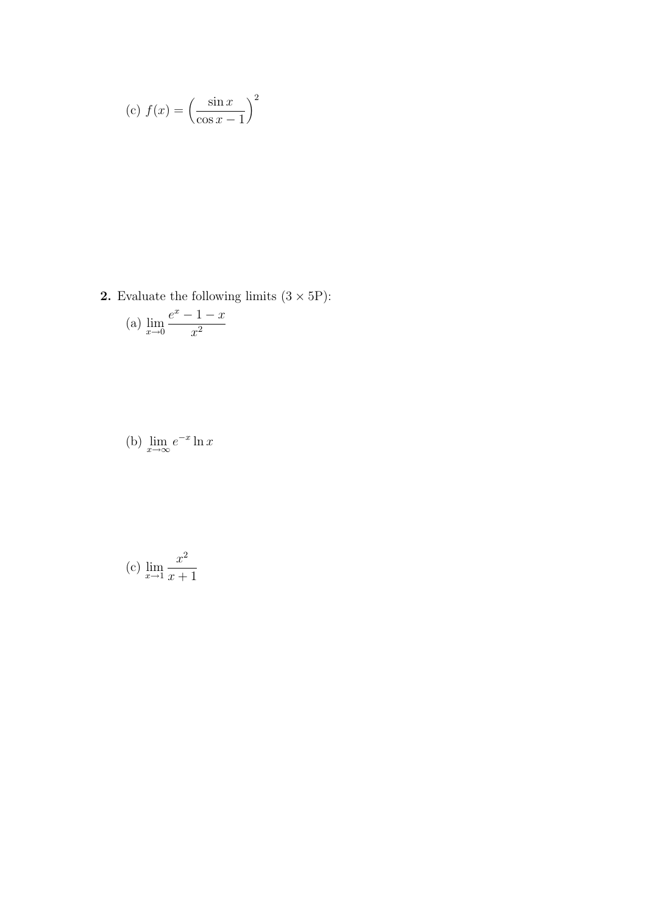(c) $f(x) = \left( \dfrac{\sin x}{\cos x - 1} \right)^2$

**2.** Evaluate the following limits ($3 \times 5$P):

(a) $\displaystyle \lim_{x \to 0} \frac{e^x - 1 - x}{x^2}$

(b) $\displaystyle \lim_{x \to \infty} e^{-x} \ln x$

(c) $\displaystyle \lim_{x \to 1} \frac{x^2}{x + 1}$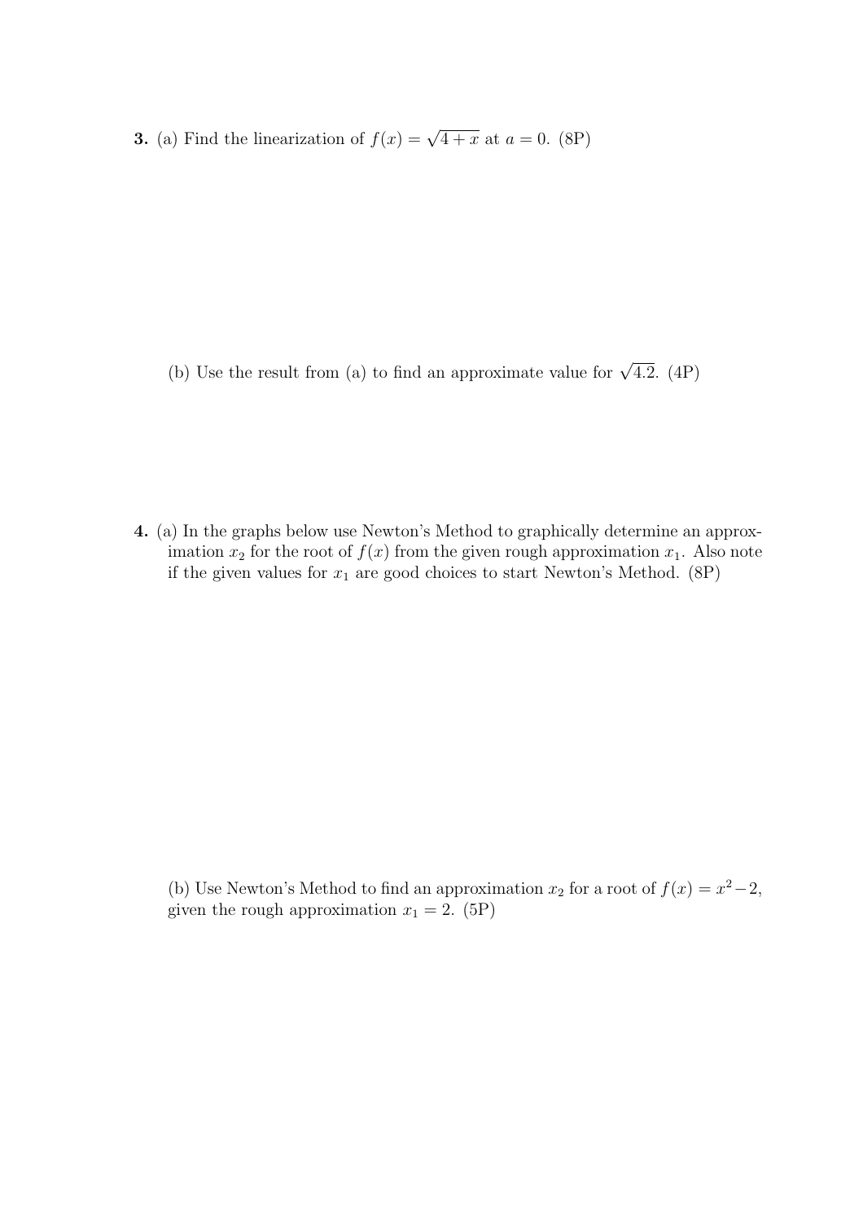**3.** (a) Find the linearization of $f(x) = \sqrt{4+x}$ at $a = 0$. (8P)

(b) Use the result from (a) to find an approximate value for $\sqrt{4.2}$. (4P)

**4.** (a) In the graphs below use Newton's Method to graphically determine an approximation $x_2$ for the root of $f(x)$ from the given rough approximation $x_1$. Also note if the given values for $x_1$ are good choices to start Newton's Method. (8P)

(b) Use Newton's Method to find an approximation $x_2$ for a root of $f(x) = x^2 - 2$, given the rough approximation $x_1 = 2$. (5P)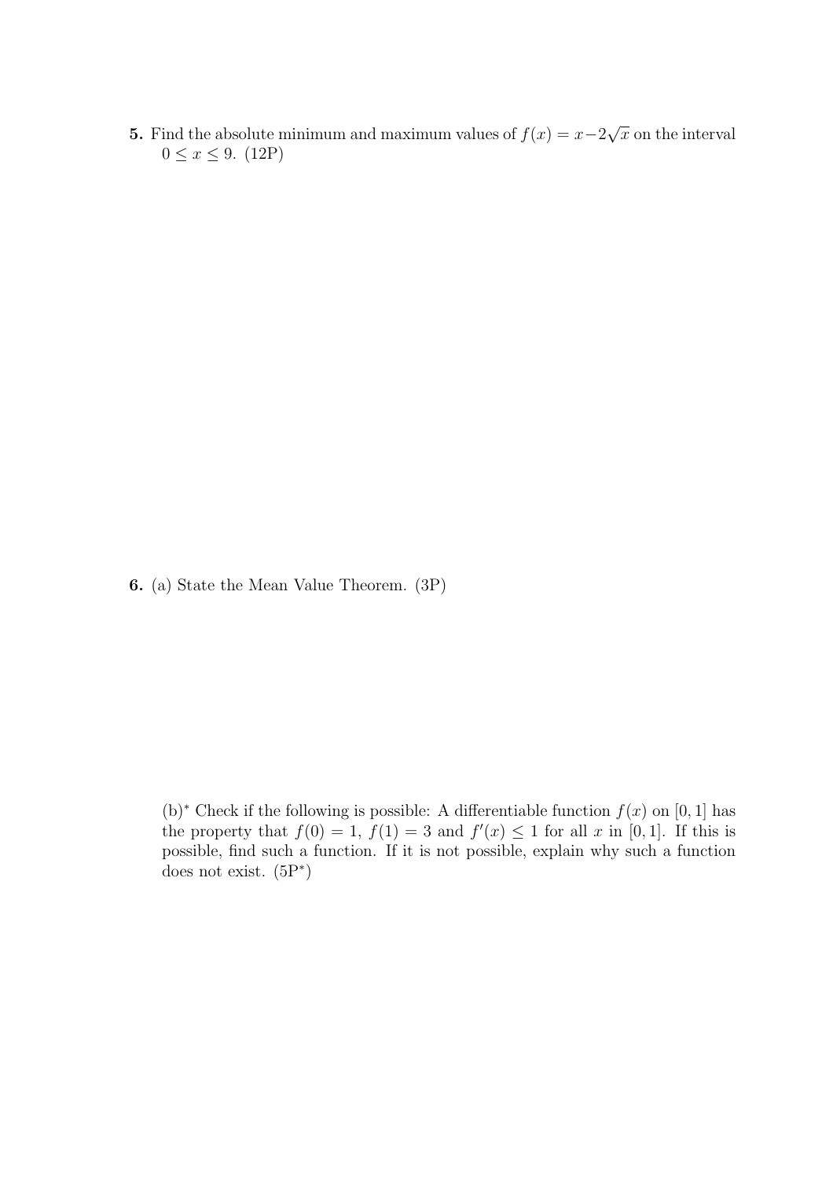**5.** Find the absolute minimum and maximum values of $f(x) = x - 2\sqrt{x}$ on the interval $0 \leq x \leq 9$. (12P)

**6.** (a) State the Mean Value Theorem. (3P)

(b)* Check if the following is possible: A differentiable function $f(x)$ on $[0, 1]$ has the property that $f(0) = 1$, $f(1) = 3$ and $f'(x) \leq 1$ for all $x$ in $[0, 1]$. If this is possible, find such a function. If it is not possible, explain why such a function does not exist. (5P*)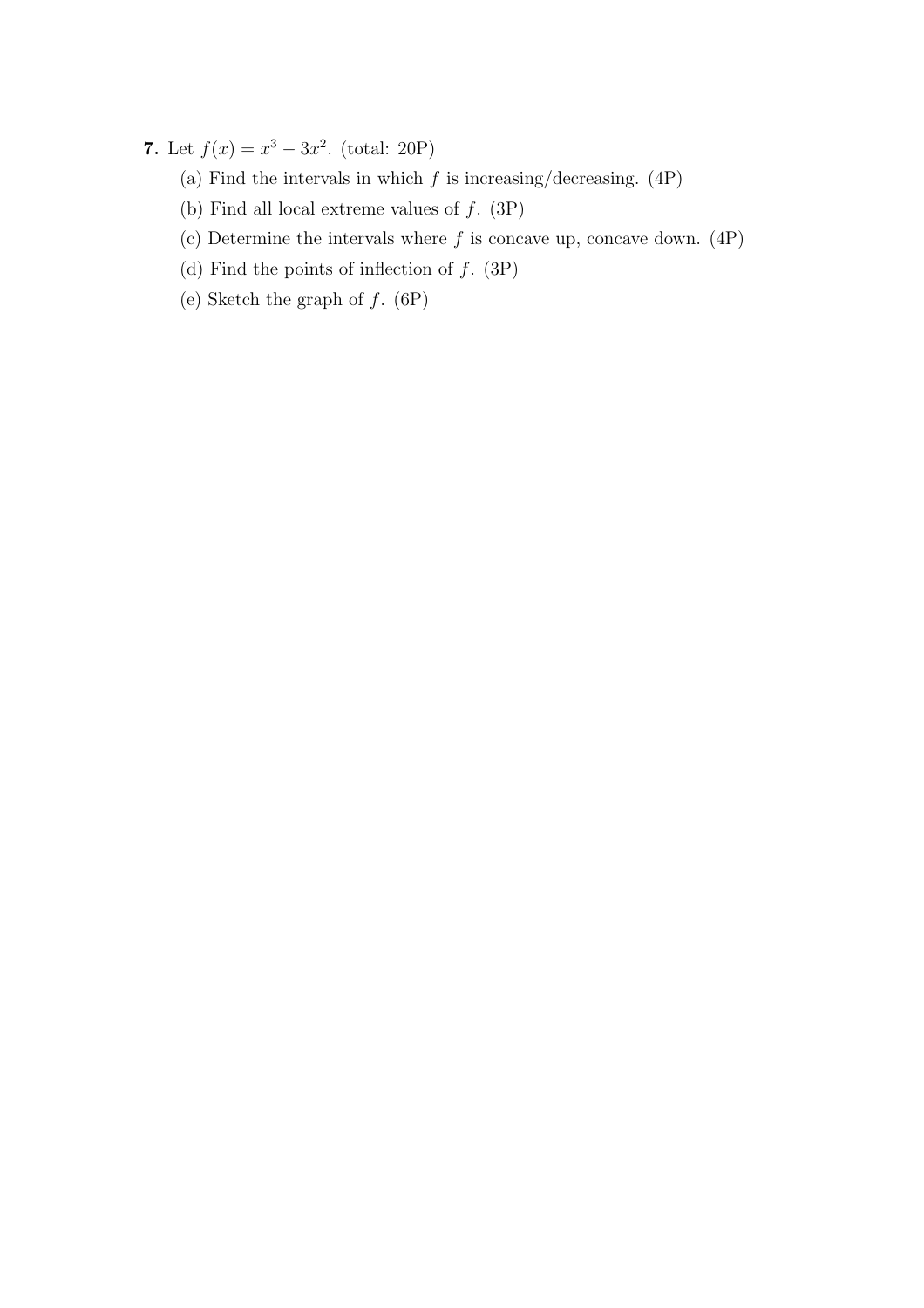**7.** Let $f(x) = x^3 - 3x^2$. (total: 20P)

(a) Find the intervals in which $f$ is increasing/decreasing. (4P)

(b) Find all local extreme values of $f$. (3P)

(c) Determine the intervals where $f$ is concave up, concave down. (4P)

(d) Find the points of inflection of $f$. (3P)

(e) Sketch the graph of $f$. (6P)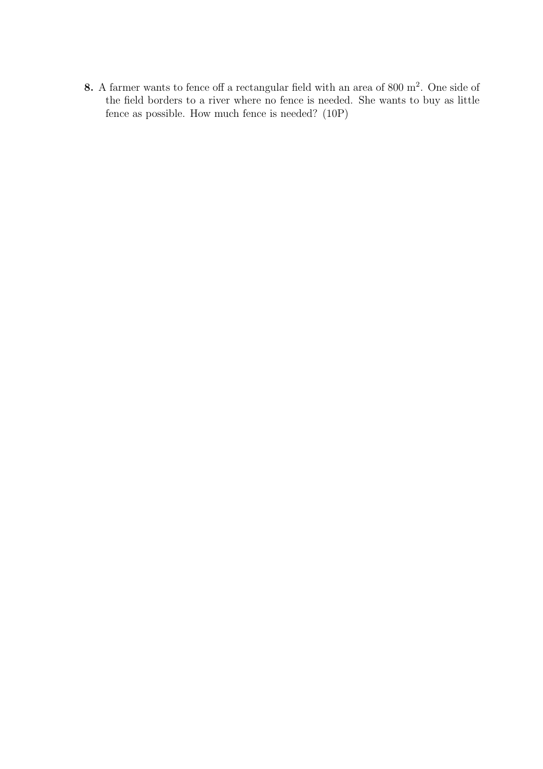**8.** A farmer wants to fence off a rectangular field with an area of 800 $m^2$. One side of the field borders to a river where no fence is needed. She wants to buy as little fence as possible. How much fence is needed? (10P)